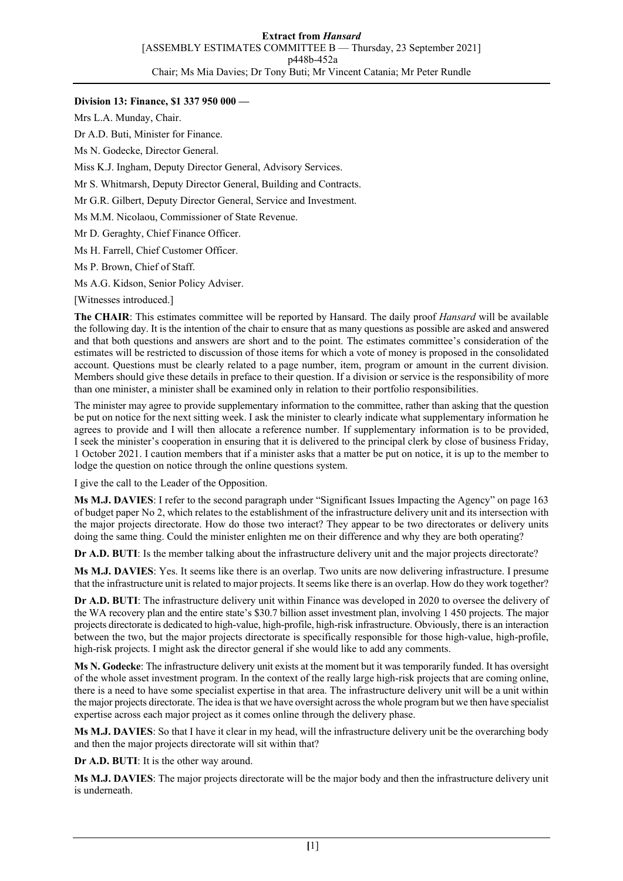**Division 13: Finance, $1 337 950 000 —**

Mrs L.A. Munday, Chair.

Dr A.D. Buti, Minister for Finance.

Ms N. Godecke, Director General.

Miss K.J. Ingham, Deputy Director General, Advisory Services.

Mr S. Whitmarsh, Deputy Director General, Building and Contracts.

Mr G.R. Gilbert, Deputy Director General, Service and Investment.

Ms M.M. Nicolaou, Commissioner of State Revenue.

Mr D. Geraghty, Chief Finance Officer.

Ms H. Farrell, Chief Customer Officer.

Ms P. Brown, Chief of Staff.

Ms A.G. Kidson, Senior Policy Adviser.

[Witnesses introduced.]

**The CHAIR**: This estimates committee will be reported by Hansard. The daily proof *Hansard* will be available the following day. It is the intention of the chair to ensure that as many questions as possible are asked and answered and that both questions and answers are short and to the point. The estimates committee's consideration of the estimates will be restricted to discussion of those items for which a vote of money is proposed in the consolidated account. Questions must be clearly related to a page number, item, program or amount in the current division. Members should give these details in preface to their question. If a division or service is the responsibility of more than one minister, a minister shall be examined only in relation to their portfolio responsibilities.

The minister may agree to provide supplementary information to the committee, rather than asking that the question be put on notice for the next sitting week. I ask the minister to clearly indicate what supplementary information he agrees to provide and I will then allocate a reference number. If supplementary information is to be provided, I seek the minister's cooperation in ensuring that it is delivered to the principal clerk by close of business Friday, 1 October 2021. I caution members that if a minister asks that a matter be put on notice, it is up to the member to lodge the question on notice through the online questions system.

I give the call to the Leader of the Opposition.

**Ms M.J. DAVIES**: I refer to the second paragraph under "Significant Issues Impacting the Agency" on page 163 of budget paper No 2, which relates to the establishment of the infrastructure delivery unit and its intersection with the major projects directorate. How do those two interact? They appear to be two directorates or delivery units doing the same thing. Could the minister enlighten me on their difference and why they are both operating?

**Dr A.D. BUTI**: Is the member talking about the infrastructure delivery unit and the major projects directorate?

**Ms M.J. DAVIES**: Yes. It seems like there is an overlap. Two units are now delivering infrastructure. I presume that the infrastructure unit is related to major projects. It seems like there is an overlap. How do they work together?

**Dr A.D. BUTI**: The infrastructure delivery unit within Finance was developed in 2020 to oversee the delivery of the WA recovery plan and the entire state's $30.7 billion asset investment plan, involving 1 450 projects. The major projects directorate is dedicated to high-value, high-profile, high-risk infrastructure. Obviously, there is an interaction between the two, but the major projects directorate is specifically responsible for those high-value, high-profile, high-risk projects. I might ask the director general if she would like to add any comments.

**Ms N. Godecke**: The infrastructure delivery unit exists at the moment but it was temporarily funded. It has oversight of the whole asset investment program. In the context of the really large high-risk projects that are coming online, there is a need to have some specialist expertise in that area. The infrastructure delivery unit will be a unit within the major projects directorate. The idea is that we have oversight across the whole program but we then have specialist expertise across each major project as it comes online through the delivery phase.

**Ms M.J. DAVIES**: So that I have it clear in my head, will the infrastructure delivery unit be the overarching body and then the major projects directorate will sit within that?

**Dr A.D. BUTI**: It is the other way around.

**Ms M.J. DAVIES**: The major projects directorate will be the major body and then the infrastructure delivery unit is underneath.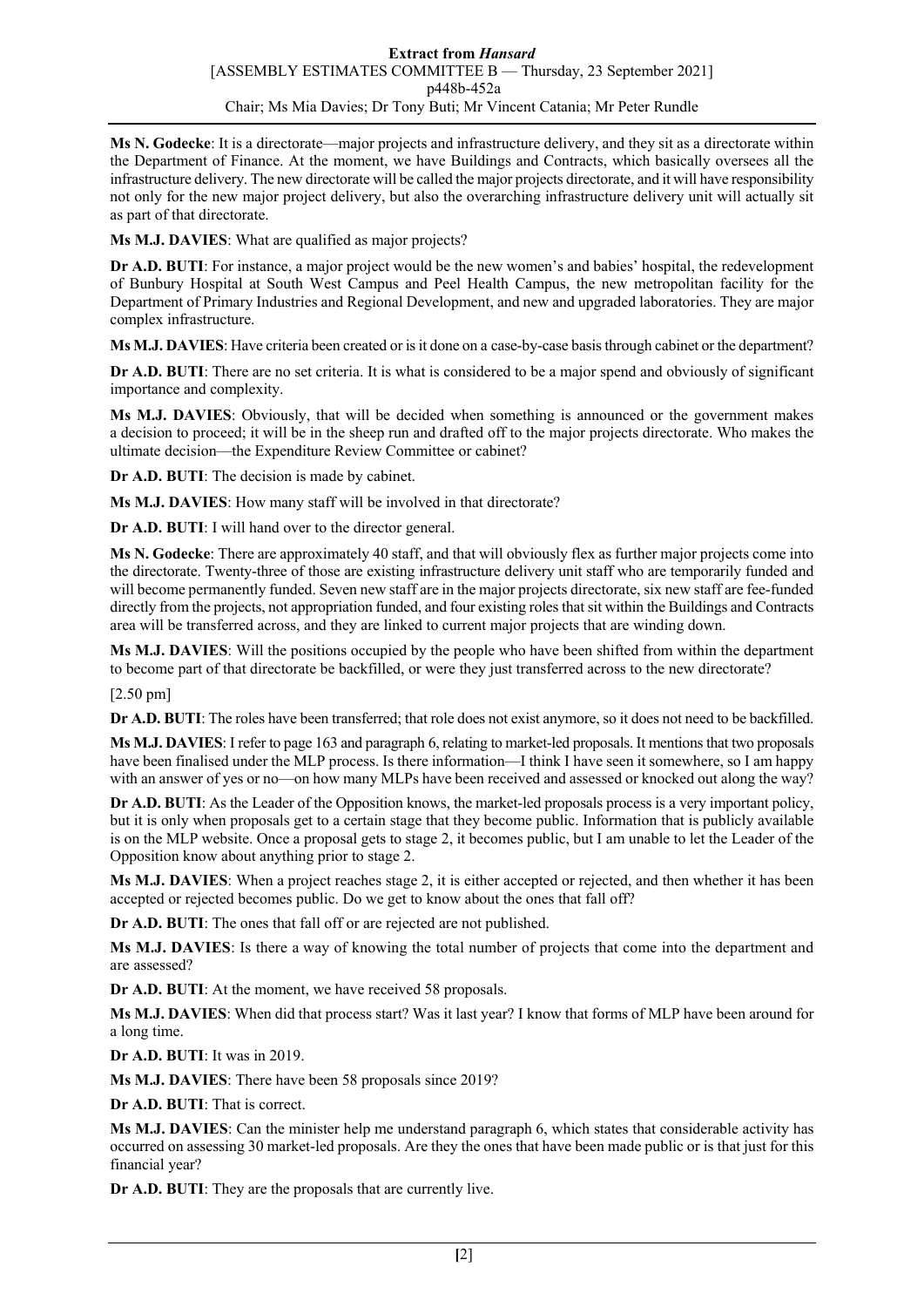**Ms N. Godecke**: It is a directorate—major projects and infrastructure delivery, and they sit as a directorate within the Department of Finance. At the moment, we have Buildings and Contracts, which basically oversees all the infrastructure delivery. The new directorate will be called the major projects directorate, and it will have responsibility not only for the new major project delivery, but also the overarching infrastructure delivery unit will actually sit as part of that directorate.

**Ms M.J. DAVIES**: What are qualified as major projects?

**Dr A.D. BUTI**: For instance, a major project would be the new women's and babies' hospital, the redevelopment of Bunbury Hospital at South West Campus and Peel Health Campus, the new metropolitan facility for the Department of Primary Industries and Regional Development, and new and upgraded laboratories. They are major complex infrastructure.

**Ms M.J. DAVIES**: Have criteria been created or is it done on a case-by-case basis through cabinet or the department?

**Dr A.D. BUTI**: There are no set criteria. It is what is considered to be a major spend and obviously of significant importance and complexity.

**Ms M.J. DAVIES**: Obviously, that will be decided when something is announced or the government makes a decision to proceed; it will be in the sheep run and drafted off to the major projects directorate. Who makes the ultimate decision—the Expenditure Review Committee or cabinet?

**Dr A.D. BUTI**: The decision is made by cabinet.

**Ms M.J. DAVIES**: How many staff will be involved in that directorate?

**Dr A.D. BUTI**: I will hand over to the director general.

**Ms N. Godecke**: There are approximately 40 staff, and that will obviously flex as further major projects come into the directorate. Twenty-three of those are existing infrastructure delivery unit staff who are temporarily funded and will become permanently funded. Seven new staff are in the major projects directorate, six new staff are fee-funded directly from the projects, not appropriation funded, and four existing roles that sit within the Buildings and Contracts area will be transferred across, and they are linked to current major projects that are winding down.

**Ms M.J. DAVIES**: Will the positions occupied by the people who have been shifted from within the department to become part of that directorate be backfilled, or were they just transferred across to the new directorate?

[2.50 pm]

**Dr A.D. BUTI**: The roles have been transferred; that role does not exist anymore, so it does not need to be backfilled.

**Ms M.J. DAVIES**: I refer to page 163 and paragraph 6, relating to market-led proposals. It mentions that two proposals have been finalised under the MLP process. Is there information—I think I have seen it somewhere, so I am happy with an answer of yes or no—on how many MLPs have been received and assessed or knocked out along the way?

**Dr A.D. BUTI**: As the Leader of the Opposition knows, the market-led proposals process is a very important policy, but it is only when proposals get to a certain stage that they become public. Information that is publicly available is on the MLP website. Once a proposal gets to stage 2, it becomes public, but I am unable to let the Leader of the Opposition know about anything prior to stage 2.

**Ms M.J. DAVIES**: When a project reaches stage 2, it is either accepted or rejected, and then whether it has been accepted or rejected becomes public. Do we get to know about the ones that fall off?

**Dr A.D. BUTI**: The ones that fall off or are rejected are not published.

**Ms M.J. DAVIES**: Is there a way of knowing the total number of projects that come into the department and are assessed?

**Dr A.D. BUTI**: At the moment, we have received 58 proposals.

**Ms M.J. DAVIES**: When did that process start? Was it last year? I know that forms of MLP have been around for a long time.

**Dr A.D. BUTI**: It was in 2019.

**Ms M.J. DAVIES**: There have been 58 proposals since 2019?

**Dr A.D. BUTI**: That is correct.

**Ms M.J. DAVIES**: Can the minister help me understand paragraph 6, which states that considerable activity has occurred on assessing 30 market-led proposals. Are they the ones that have been made public or is that just for this financial year?

**Dr A.D. BUTI**: They are the proposals that are currently live.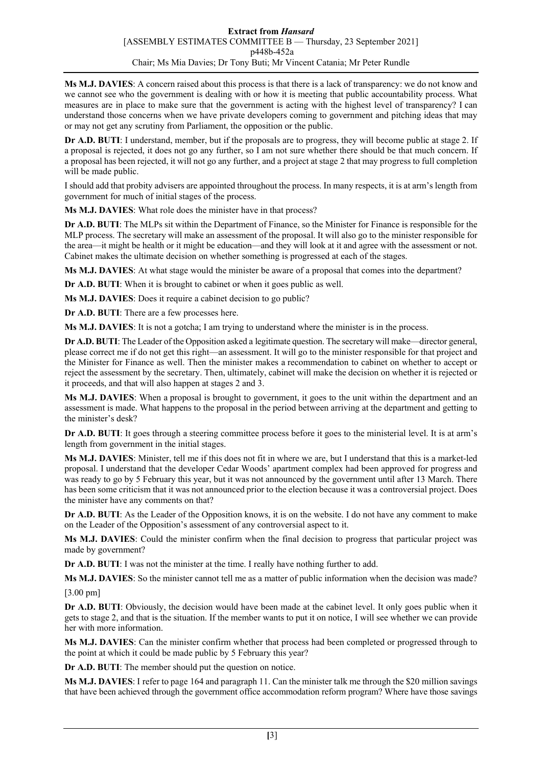**Ms M.J. DAVIES**: A concern raised about this process is that there is a lack of transparency: we do not know and we cannot see who the government is dealing with or how it is meeting that public accountability process. What measures are in place to make sure that the government is acting with the highest level of transparency? I can understand those concerns when we have private developers coming to government and pitching ideas that may or may not get any scrutiny from Parliament, the opposition or the public.

**Dr A.D. BUTI**: I understand, member, but if the proposals are to progress, they will become public at stage 2. If a proposal is rejected, it does not go any further, so I am not sure whether there should be that much concern. If a proposal has been rejected, it will not go any further, and a project at stage 2 that may progress to full completion will be made public.

I should add that probity advisers are appointed throughout the process. In many respects, it is at arm's length from government for much of initial stages of the process.

**Ms M.J. DAVIES**: What role does the minister have in that process?

**Dr A.D. BUTI**: The MLPs sit within the Department of Finance, so the Minister for Finance is responsible for the MLP process. The secretary will make an assessment of the proposal. It will also go to the minister responsible for the area—it might be health or it might be education—and they will look at it and agree with the assessment or not. Cabinet makes the ultimate decision on whether something is progressed at each of the stages.

**Ms M.J. DAVIES**: At what stage would the minister be aware of a proposal that comes into the department?

**Dr A.D. BUTI**: When it is brought to cabinet or when it goes public as well.

**Ms M.J. DAVIES**: Does it require a cabinet decision to go public?

**Dr A.D. BUTI**: There are a few processes here.

**Ms M.J. DAVIES**: It is not a gotcha; I am trying to understand where the minister is in the process.

**Dr A.D. BUTI**: The Leader of the Opposition asked a legitimate question. The secretary will make—director general, please correct me if do not get this right—an assessment. It will go to the minister responsible for that project and the Minister for Finance as well. Then the minister makes a recommendation to cabinet on whether to accept or reject the assessment by the secretary. Then, ultimately, cabinet will make the decision on whether it is rejected or it proceeds, and that will also happen at stages 2 and 3.

**Ms M.J. DAVIES**: When a proposal is brought to government, it goes to the unit within the department and an assessment is made. What happens to the proposal in the period between arriving at the department and getting to the minister's desk?

**Dr A.D. BUTI**: It goes through a steering committee process before it goes to the ministerial level. It is at arm's length from government in the initial stages.

**Ms M.J. DAVIES**: Minister, tell me if this does not fit in where we are, but I understand that this is a market-led proposal. I understand that the developer Cedar Woods' apartment complex had been approved for progress and was ready to go by 5 February this year, but it was not announced by the government until after 13 March. There has been some criticism that it was not announced prior to the election because it was a controversial project. Does the minister have any comments on that?

**Dr A.D. BUTI**: As the Leader of the Opposition knows, it is on the website. I do not have any comment to make on the Leader of the Opposition's assessment of any controversial aspect to it.

**Ms M.J. DAVIES**: Could the minister confirm when the final decision to progress that particular project was made by government?

**Dr A.D. BUTI**: I was not the minister at the time. I really have nothing further to add.

**Ms M.J. DAVIES**: So the minister cannot tell me as a matter of public information when the decision was made?

[3.00 pm]

**Dr A.D. BUTI**: Obviously, the decision would have been made at the cabinet level. It only goes public when it gets to stage 2, and that is the situation. If the member wants to put it on notice, I will see whether we can provide her with more information.

**Ms M.J. DAVIES**: Can the minister confirm whether that process had been completed or progressed through to the point at which it could be made public by 5 February this year?

**Dr A.D. BUTI**: The member should put the question on notice.

**Ms M.J. DAVIES**: I refer to page 164 and paragraph 11. Can the minister talk me through the \$20 million savings that have been achieved through the government office accommodation reform program? Where have those savings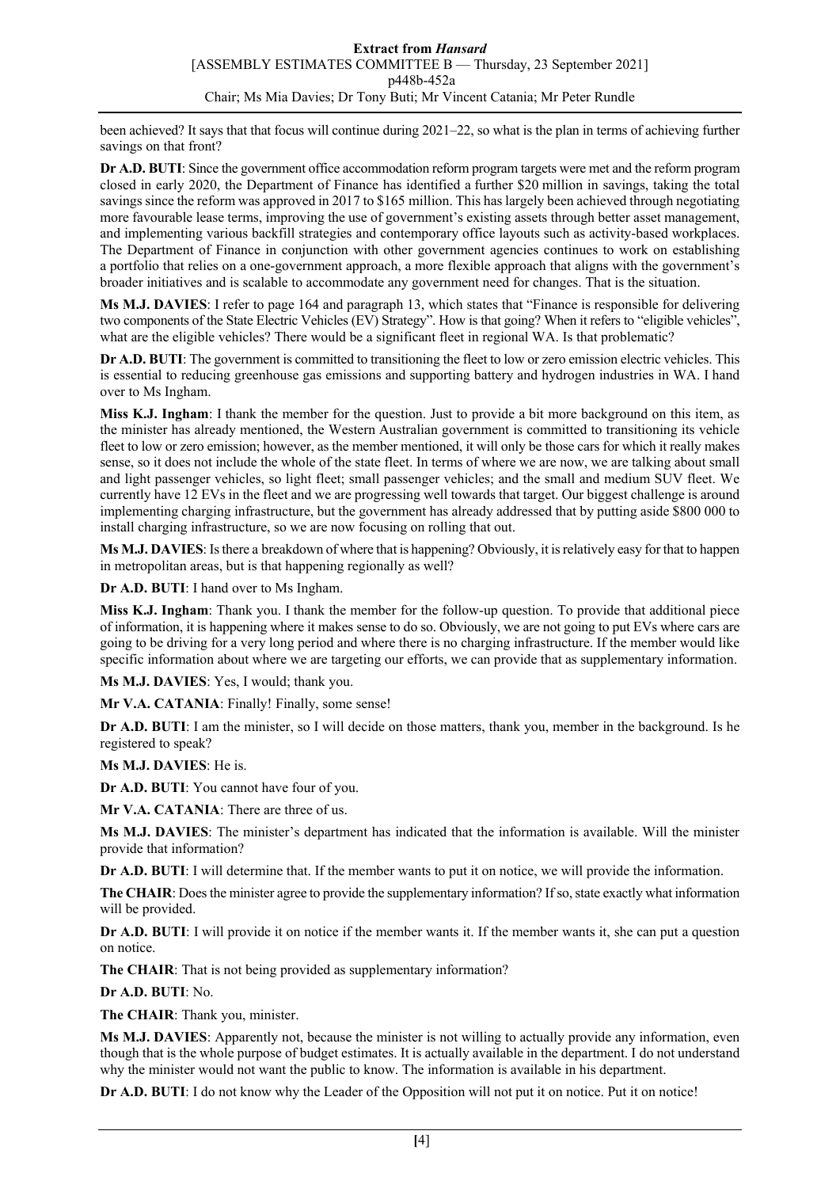been achieved? It says that that focus will continue during 2021–22, so what is the plan in terms of achieving further savings on that front?

**Dr A.D. BUTI**: Since the government office accommodation reform program targets were met and the reform program closed in early 2020, the Department of Finance has identified a further $20 million in savings, taking the total savings since the reform was approved in 2017 to $165 million. This has largely been achieved through negotiating more favourable lease terms, improving the use of government's existing assets through better asset management, and implementing various backfill strategies and contemporary office layouts such as activity-based workplaces. The Department of Finance in conjunction with other government agencies continues to work on establishing a portfolio that relies on a one-government approach, a more flexible approach that aligns with the government's broader initiatives and is scalable to accommodate any government need for changes. That is the situation.

**Ms M.J. DAVIES**: I refer to page 164 and paragraph 13, which states that "Finance is responsible for delivering two components of the State Electric Vehicles (EV) Strategy". How is that going? When it refers to "eligible vehicles", what are the eligible vehicles? There would be a significant fleet in regional WA. Is that problematic?

**Dr A.D. BUTI**: The government is committed to transitioning the fleet to low or zero emission electric vehicles. This is essential to reducing greenhouse gas emissions and supporting battery and hydrogen industries in WA. I hand over to Ms Ingham.

**Miss K.J. Ingham**: I thank the member for the question. Just to provide a bit more background on this item, as the minister has already mentioned, the Western Australian government is committed to transitioning its vehicle fleet to low or zero emission; however, as the member mentioned, it will only be those cars for which it really makes sense, so it does not include the whole of the state fleet. In terms of where we are now, we are talking about small and light passenger vehicles, so light fleet; small passenger vehicles; and the small and medium SUV fleet. We currently have 12 EVs in the fleet and we are progressing well towards that target. Our biggest challenge is around implementing charging infrastructure, but the government has already addressed that by putting aside $800 000 to install charging infrastructure, so we are now focusing on rolling that out.

**Ms M.J. DAVIES**: Is there a breakdown of where that is happening? Obviously, it is relatively easy for that to happen in metropolitan areas, but is that happening regionally as well?

**Dr A.D. BUTI**: I hand over to Ms Ingham.

**Miss K.J. Ingham**: Thank you. I thank the member for the follow-up question. To provide that additional piece of information, it is happening where it makes sense to do so. Obviously, we are not going to put EVs where cars are going to be driving for a very long period and where there is no charging infrastructure. If the member would like specific information about where we are targeting our efforts, we can provide that as supplementary information.

**Ms M.J. DAVIES**: Yes, I would; thank you.

**Mr V.A. CATANIA**: Finally! Finally, some sense!

**Dr A.D. BUTI**: I am the minister, so I will decide on those matters, thank you, member in the background. Is he registered to speak?

**Ms M.J. DAVIES**: He is.

**Dr A.D. BUTI**: You cannot have four of you.

**Mr V.A. CATANIA**: There are three of us.

**Ms M.J. DAVIES**: The minister's department has indicated that the information is available. Will the minister provide that information?

**Dr A.D. BUTI**: I will determine that. If the member wants to put it on notice, we will provide the information.

**The CHAIR**: Does the minister agree to provide the supplementary information? If so, state exactly what information will be provided.

**Dr A.D. BUTI**: I will provide it on notice if the member wants it. If the member wants it, she can put a question on notice.

**The CHAIR**: That is not being provided as supplementary information?

**Dr A.D. BUTI**: No.

**The CHAIR**: Thank you, minister.

**Ms M.J. DAVIES**: Apparently not, because the minister is not willing to actually provide any information, even though that is the whole purpose of budget estimates. It is actually available in the department. I do not understand why the minister would not want the public to know. The information is available in his department.

**Dr A.D. BUTI**: I do not know why the Leader of the Opposition will not put it on notice. Put it on notice!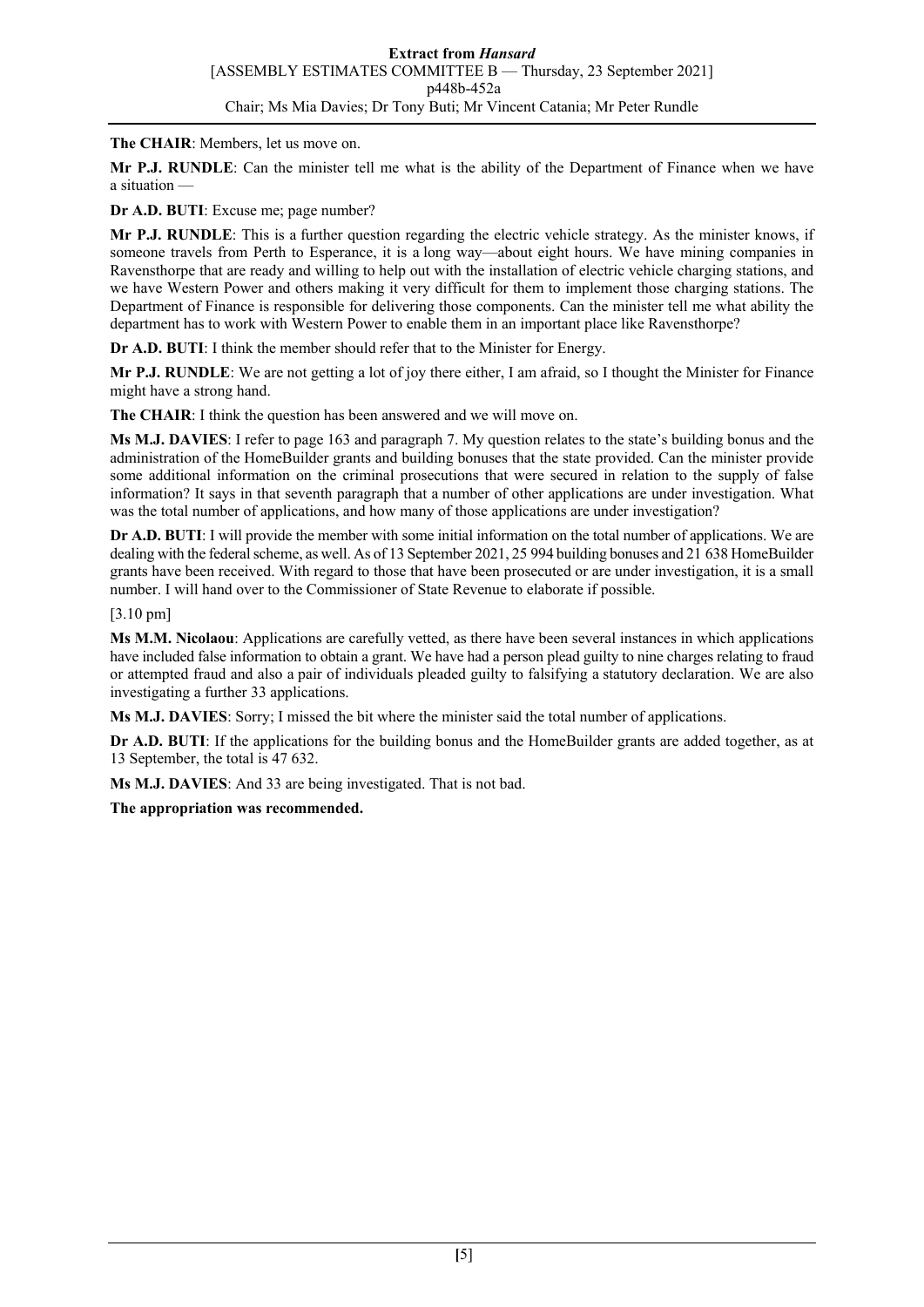**The CHAIR**: Members, let us move on.

**Mr P.J. RUNDLE**: Can the minister tell me what is the ability of the Department of Finance when we have a situation —

**Dr A.D. BUTI**: Excuse me; page number?

**Mr P.J. RUNDLE**: This is a further question regarding the electric vehicle strategy. As the minister knows, if someone travels from Perth to Esperance, it is a long way—about eight hours. We have mining companies in Ravensthorpe that are ready and willing to help out with the installation of electric vehicle charging stations, and we have Western Power and others making it very difficult for them to implement those charging stations. The Department of Finance is responsible for delivering those components. Can the minister tell me what ability the department has to work with Western Power to enable them in an important place like Ravensthorpe?

**Dr A.D. BUTI**: I think the member should refer that to the Minister for Energy.

**Mr P.J. RUNDLE**: We are not getting a lot of joy there either, I am afraid, so I thought the Minister for Finance might have a strong hand.

**The CHAIR**: I think the question has been answered and we will move on.

**Ms M.J. DAVIES**: I refer to page 163 and paragraph 7. My question relates to the state's building bonus and the administration of the HomeBuilder grants and building bonuses that the state provided. Can the minister provide some additional information on the criminal prosecutions that were secured in relation to the supply of false information? It says in that seventh paragraph that a number of other applications are under investigation. What was the total number of applications, and how many of those applications are under investigation?

**Dr A.D. BUTI**: I will provide the member with some initial information on the total number of applications. We are dealing with the federal scheme, as well. As of 13 September 2021, 25 994 building bonuses and 21 638 HomeBuilder grants have been received. With regard to those that have been prosecuted or are under investigation, it is a small number. I will hand over to the Commissioner of State Revenue to elaborate if possible.

[3.10 pm]

**Ms M.M. Nicolaou**: Applications are carefully vetted, as there have been several instances in which applications have included false information to obtain a grant. We have had a person plead guilty to nine charges relating to fraud or attempted fraud and also a pair of individuals pleaded guilty to falsifying a statutory declaration. We are also investigating a further 33 applications.

**Ms M.J. DAVIES**: Sorry; I missed the bit where the minister said the total number of applications.

**Dr A.D. BUTI**: If the applications for the building bonus and the HomeBuilder grants are added together, as at 13 September, the total is 47 632.

**Ms M.J. DAVIES**: And 33 are being investigated. That is not bad.

**The appropriation was recommended.**